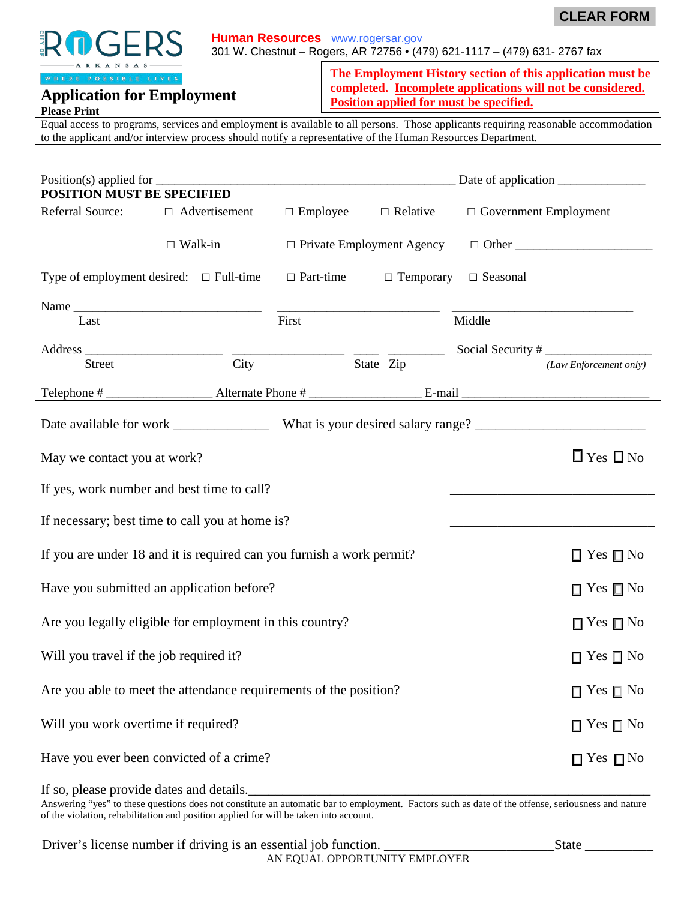CLEAR FORM

ROGERS ARKANSAS — WHERE POSSIBLE LIVES

**Human Resources** www.rogersar.gov
301 W. Chestnut – Rogers, AR 72756 • (479) 621-1117 – (479) 631- 2767 fax

# Application for Employment

**Please Print**

**The Employment History section of this application must be completed. Incomplete applications will not be considered. Position applied for must be specified.**

Equal access to programs, services and employment is available to all persons. Those applicants requiring reasonable accommodation to the applicant and/or interview process should notify a representative of the Human Resources Department.

Position(s) applied for _______________________________________________ Date of application _____________

**POSITION MUST BE SPECIFIED**

Referral Source: ☐ Advertisement ☐ Employee ☐ Relative ☐ Government Employment

☐ Walk-in ☐ Private Employment Agency ☐ Other ____________________

Type of employment desired: ☐ Full-time ☐ Part-time ☐ Temporary ☐ Seasonal

Name _____________________________ _________________________ ____________________________
Last First Middle

Address _____________________ __________________ ____ _________ Social Security # ________________
Street City State Zip *(Law Enforcement only)*

Telephone # ________________ Alternate Phone # _________________ E-mail _____________________________

Date available for work ______________ What is your desired salary range? ________________________

May we contact you at work? ☐ Yes ☐ No

If yes, work number and best time to call? ______________________________

If necessary; best time to call you at home is? ______________________________

If you are under 18 and it is required can you furnish a work permit? ☐ Yes ☐ No

Have you submitted an application before? ☐ Yes ☐ No

Are you legally eligible for employment in this country? ☐ Yes ☐ No

Will you travel if the job required it? ☐ Yes ☐ No

Are you able to meet the attendance requirements of the position? ☐ Yes ☐ No

Will you work overtime if required? ☐ Yes ☐ No

Have you ever been convicted of a crime? ☐ Yes ☐ No

If so, please provide dates and details.___________________________________________________________

Answering "yes" to these questions does not constitute an automatic bar to employment. Factors such as date of the offense, seriousness and nature of the violation, rehabilitation and position applied for will be taken into account.

Driver's license number if driving is an essential job function. __________________________State __________

AN EQUAL OPPORTUNITY EMPLOYER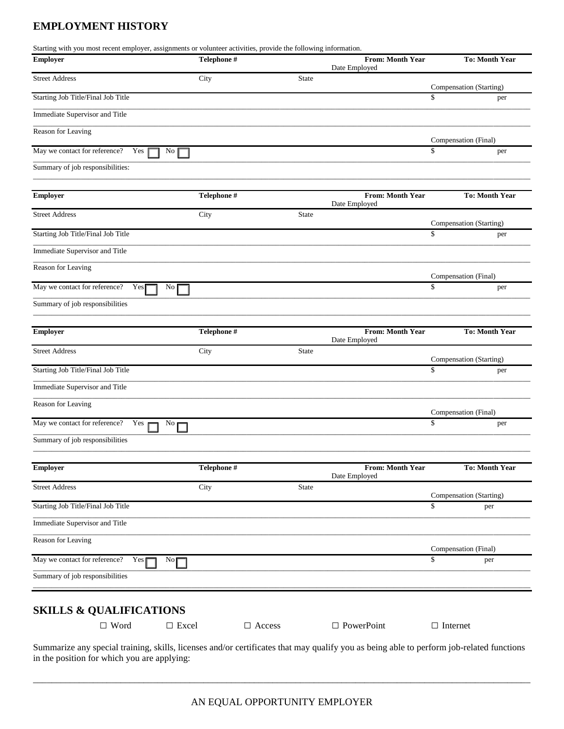## EMPLOYMENT HISTORY

Starting with you most recent employer, assignments or volunteer activities, provide the following information.

| **Employer** | **Telephone #** | | **From: Month Year** Date Employed | **To: Month Year** |
|---|---|---|---|---|
| Street Address | City | State | | Compensation (Starting) |
| Starting Job Title/Final Job Title | | | | $ per |
| Immediate Supervisor and Title | | | | |
| Reason for Leaving | | | | Compensation (Final) |
| May we contact for reference? Yes ☐ No ☐ | | | | $ per |
| Summary of job responsibilities: | | | | |

| **Employer** | **Telephone #** | | **From: Month Year** Date Employed | **To: Month Year** |
|---|---|---|---|---|
| Street Address | City | State | | Compensation (Starting) |
| Starting Job Title/Final Job Title | | | | $ per |
| Immediate Supervisor and Title | | | | |
| Reason for Leaving | | | | Compensation (Final) |
| May we contact for reference? Yes ☐ No ☐ | | | | $ per |
| Summary of job responsibilities | | | | |

| **Employer** | **Telephone #** | | **From: Month Year** Date Employed | **To: Month Year** |
|---|---|---|---|---|
| Street Address | City | State | | Compensation (Starting) |
| Starting Job Title/Final Job Title | | | | $ per |
| Immediate Supervisor and Title | | | | |
| Reason for Leaving | | | | Compensation (Final) |
| May we contact for reference? Yes ☐ No ☐ | | | | $ per |
| Summary of job responsibilities | | | | |

| **Employer** | **Telephone #** | | **From: Month Year** Date Employed | **To: Month Year** |
|---|---|---|---|---|
| Street Address | City | State | | Compensation (Starting) |
| Starting Job Title/Final Job Title | | | | $ per |
| Immediate Supervisor and Title | | | | |
| Reason for Leaving | | | | Compensation (Final) |
| May we contact for reference? Yes ☐ No ☐ | | | | $ per |
| Summary of job responsibilities | | | | |

## SKILLS & QUALIFICATIONS

☐ Word ☐ Excel ☐ Access ☐ PowerPoint ☐ Internet

Summarize any special training, skills, licenses and/or certificates that may qualify you as being able to perform job-related functions in the position for which you are applying:

AN EQUAL OPPORTUNITY EMPLOYER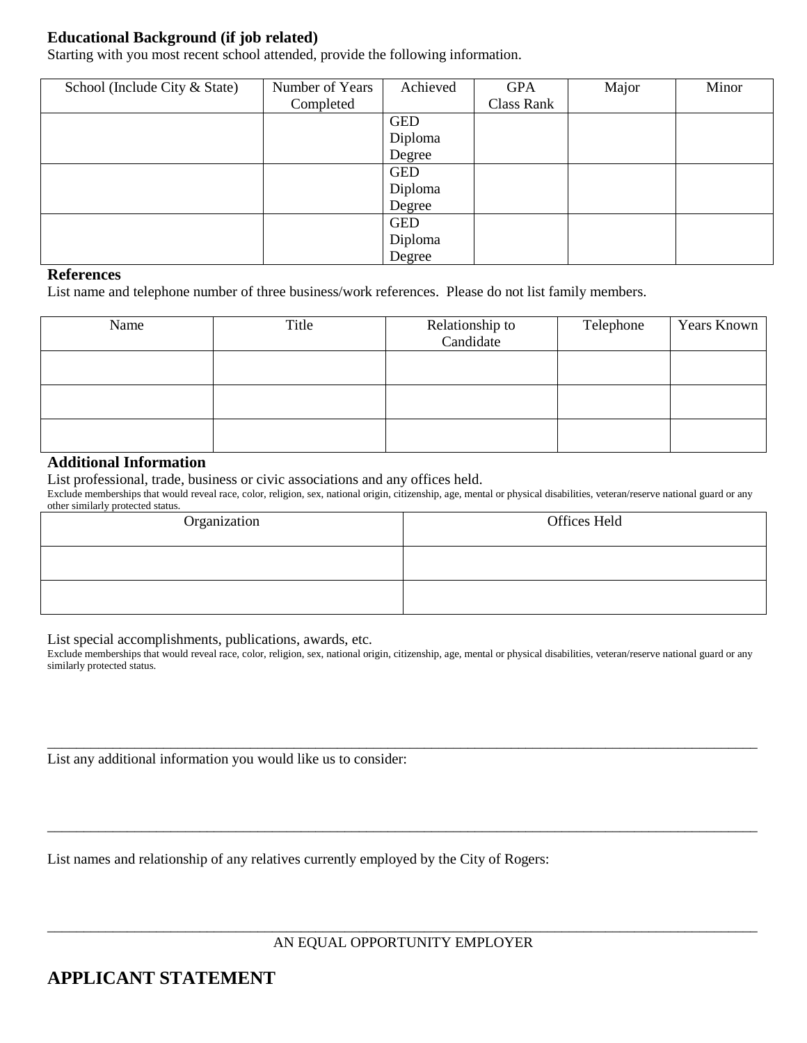**Educational Background (if job related)**

Starting with you most recent school attended, provide the following information.

| School (Include City & State) | Number of Years Completed | Achieved | GPA Class Rank | Major | Minor |
|---|---|---|---|---|---|
| | | GED Diploma Degree | | | |
| | | GED Diploma Degree | | | |
| | | GED Diploma Degree | | | |

**References**

List name and telephone number of three business/work references. Please do not list family members.

| Name | Title | Relationship to Candidate | Telephone | Years Known |
|---|---|---|---|---|
| | | | | |
| | | | | |
| | | | | |

**Additional Information**

List professional, trade, business or civic associations and any offices held.

Exclude memberships that would reveal race, color, religion, sex, national origin, citizenship, age, mental or physical disabilities, veteran/reserve national guard or any other similarly protected status.

| Organization | Offices Held |
|---|---|
| | |
| | |

List special accomplishments, publications, awards, etc.

Exclude memberships that would reveal race, color, religion, sex, national origin, citizenship, age, mental or physical disabilities, veteran/reserve national guard or any similarly protected status.

______________________________________________________________________________

List any additional information you would like us to consider:

______________________________________________________________________________

List names and relationship of any relatives currently employed by the City of Rogers:

______________________________________________________________________________

AN EQUAL OPPORTUNITY EMPLOYER

## APPLICANT STATEMENT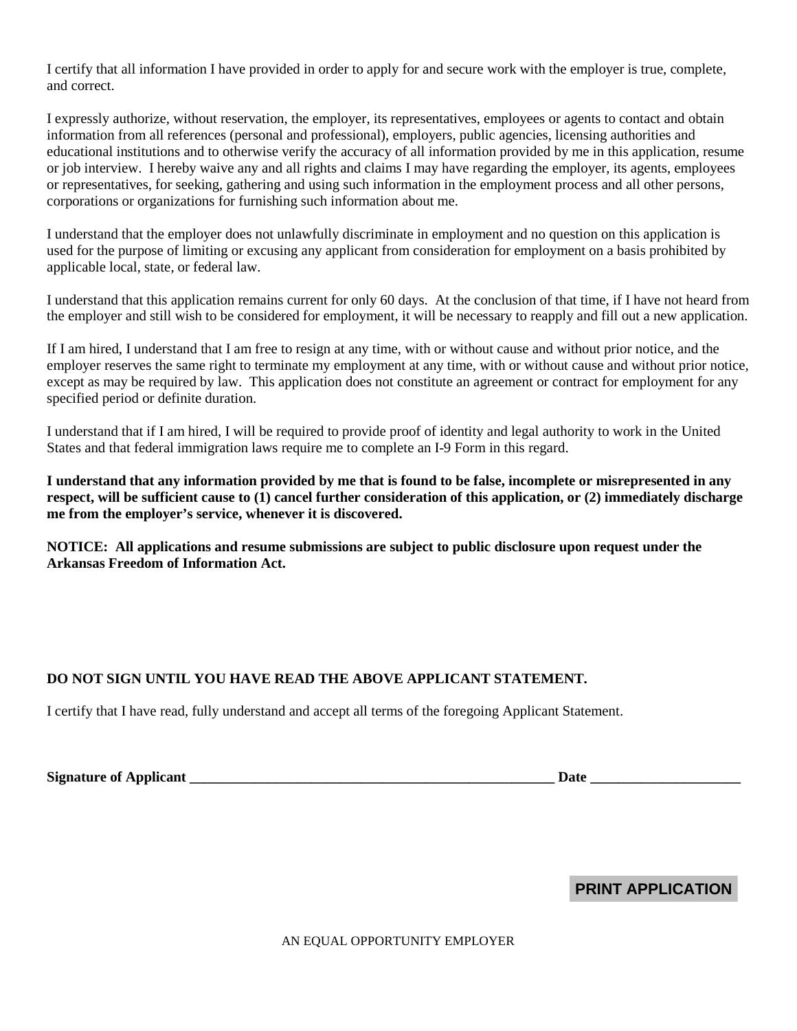I certify that all information I have provided in order to apply for and secure work with the employer is true, complete, and correct.

I expressly authorize, without reservation, the employer, its representatives, employees or agents to contact and obtain information from all references (personal and professional), employers, public agencies, licensing authorities and educational institutions and to otherwise verify the accuracy of all information provided by me in this application, resume or job interview. I hereby waive any and all rights and claims I may have regarding the employer, its agents, employees or representatives, for seeking, gathering and using such information in the employment process and all other persons, corporations or organizations for furnishing such information about me.

I understand that the employer does not unlawfully discriminate in employment and no question on this application is used for the purpose of limiting or excusing any applicant from consideration for employment on a basis prohibited by applicable local, state, or federal law.

I understand that this application remains current for only 60 days. At the conclusion of that time, if I have not heard from the employer and still wish to be considered for employment, it will be necessary to reapply and fill out a new application.

If I am hired, I understand that I am free to resign at any time, with or without cause and without prior notice, and the employer reserves the same right to terminate my employment at any time, with or without cause and without prior notice, except as may be required by law. This application does not constitute an agreement or contract for employment for any specified period or definite duration.

I understand that if I am hired, I will be required to provide proof of identity and legal authority to work in the United States and that federal immigration laws require me to complete an I-9 Form in this regard.

**I understand that any information provided by me that is found to be false, incomplete or misrepresented in any respect, will be sufficient cause to (1) cancel further consideration of this application, or (2) immediately discharge me from the employer's service, whenever it is discovered.**

**NOTICE: All applications and resume submissions are subject to public disclosure upon request under the Arkansas Freedom of Information Act.**

**DO NOT SIGN UNTIL YOU HAVE READ THE ABOVE APPLICANT STATEMENT.**

I certify that I have read, fully understand and accept all terms of the foregoing Applicant Statement.

**Signature of Applicant _____________________________________________________ Date _____________________**

**PRINT APPLICATION**

AN EQUAL OPPORTUNITY EMPLOYER